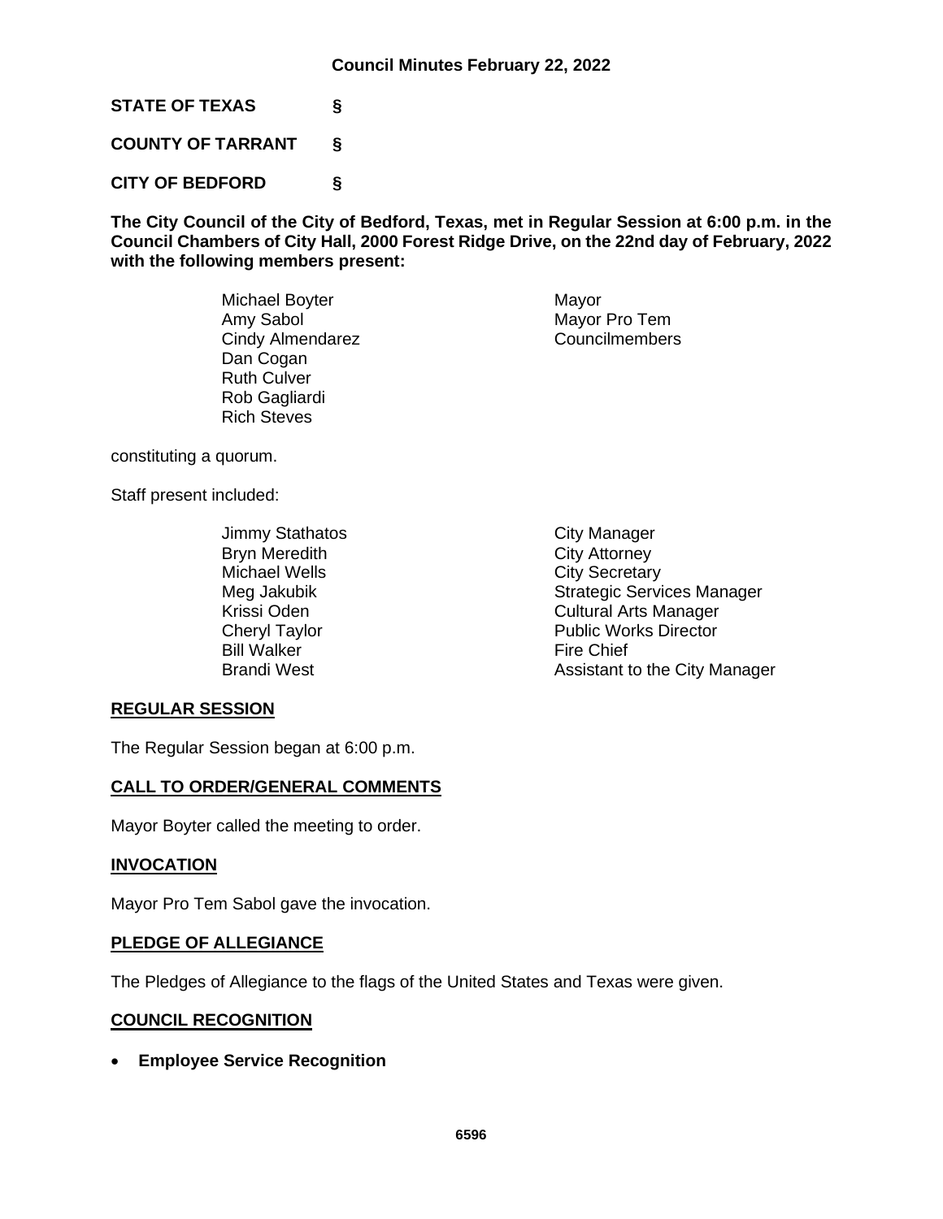**Council Minutes February 22, 2022**

**STATE OF TEXAS §**

**COUNTY OF TARRANT §**

**CITY OF BEDFORD §**

**The City Council of the City of Bedford, Texas, met in Regular Session at 6:00 p.m. in the Council Chambers of City Hall, 2000 Forest Ridge Drive, on the 22nd day of February, 2022 with the following members present:**

| | |
|---|---|
| Michael Boyter | Mayor |
| Amy Sabol | Mayor Pro Tem |
| Cindy Almendarez | Councilmembers |
| Dan Cogan | |
| Ruth Culver | |
| Rob Gagliardi | |
| Rich Steves | |

constituting a quorum.

Staff present included:

| | |
|---|---|
| Jimmy Stathatos | City Manager |
| Bryn Meredith | City Attorney |
| Michael Wells | City Secretary |
| Meg Jakubik | Strategic Services Manager |
| Krissi Oden | Cultural Arts Manager |
| Cheryl Taylor | Public Works Director |
| Bill Walker | Fire Chief |
| Brandi West | Assistant to the City Manager |

## REGULAR SESSION

The Regular Session began at 6:00 p.m.

## CALL TO ORDER/GENERAL COMMENTS

Mayor Boyter called the meeting to order.

## INVOCATION

Mayor Pro Tem Sabol gave the invocation.

## PLEDGE OF ALLEGIANCE

The Pledges of Allegiance to the flags of the United States and Texas were given.

## COUNCIL RECOGNITION

- **Employee Service Recognition**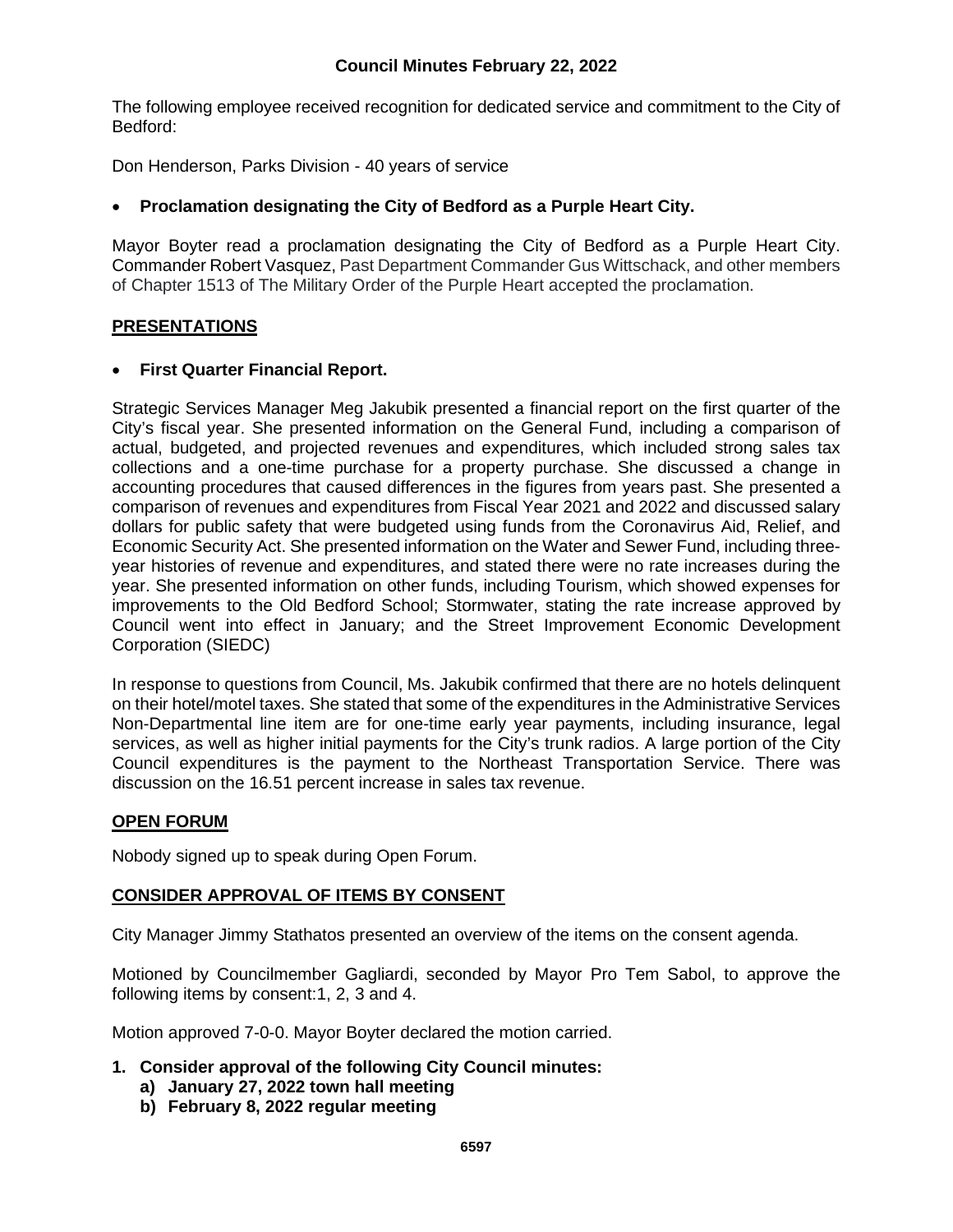The following employee received recognition for dedicated service and commitment to the City of Bedford:

Don Henderson, Parks Division - 40 years of service

- **Proclamation designating the City of Bedford as a Purple Heart City.**

Mayor Boyter read a proclamation designating the City of Bedford as a Purple Heart City. Commander Robert Vasquez, Past Department Commander Gus Wittschack, and other members of Chapter 1513 of The Military Order of the Purple Heart accepted the proclamation.

## PRESENTATIONS

- **First Quarter Financial Report.**

Strategic Services Manager Meg Jakubik presented a financial report on the first quarter of the City's fiscal year. She presented information on the General Fund, including a comparison of actual, budgeted, and projected revenues and expenditures, which included strong sales tax collections and a one-time purchase for a property purchase. She discussed a change in accounting procedures that caused differences in the figures from years past. She presented a comparison of revenues and expenditures from Fiscal Year 2021 and 2022 and discussed salary dollars for public safety that were budgeted using funds from the Coronavirus Aid, Relief, and Economic Security Act. She presented information on the Water and Sewer Fund, including three-year histories of revenue and expenditures, and stated there were no rate increases during the year. She presented information on other funds, including Tourism, which showed expenses for improvements to the Old Bedford School; Stormwater, stating the rate increase approved by Council went into effect in January; and the Street Improvement Economic Development Corporation (SIEDC)

In response to questions from Council, Ms. Jakubik confirmed that there are no hotels delinquent on their hotel/motel taxes. She stated that some of the expenditures in the Administrative Services Non-Departmental line item are for one-time early year payments, including insurance, legal services, as well as higher initial payments for the City's trunk radios. A large portion of the City Council expenditures is the payment to the Northeast Transportation Service. There was discussion on the 16.51 percent increase in sales tax revenue.

## OPEN FORUM

Nobody signed up to speak during Open Forum.

## CONSIDER APPROVAL OF ITEMS BY CONSENT

City Manager Jimmy Stathatos presented an overview of the items on the consent agenda.

Motioned by Councilmember Gagliardi, seconded by Mayor Pro Tem Sabol, to approve the following items by consent:1, 2, 3 and 4.

Motion approved 7-0-0. Mayor Boyter declared the motion carried.

**1. Consider approval of the following City Council minutes:**
   - **a) January 27, 2022 town hall meeting**
   - **b) February 8, 2022 regular meeting**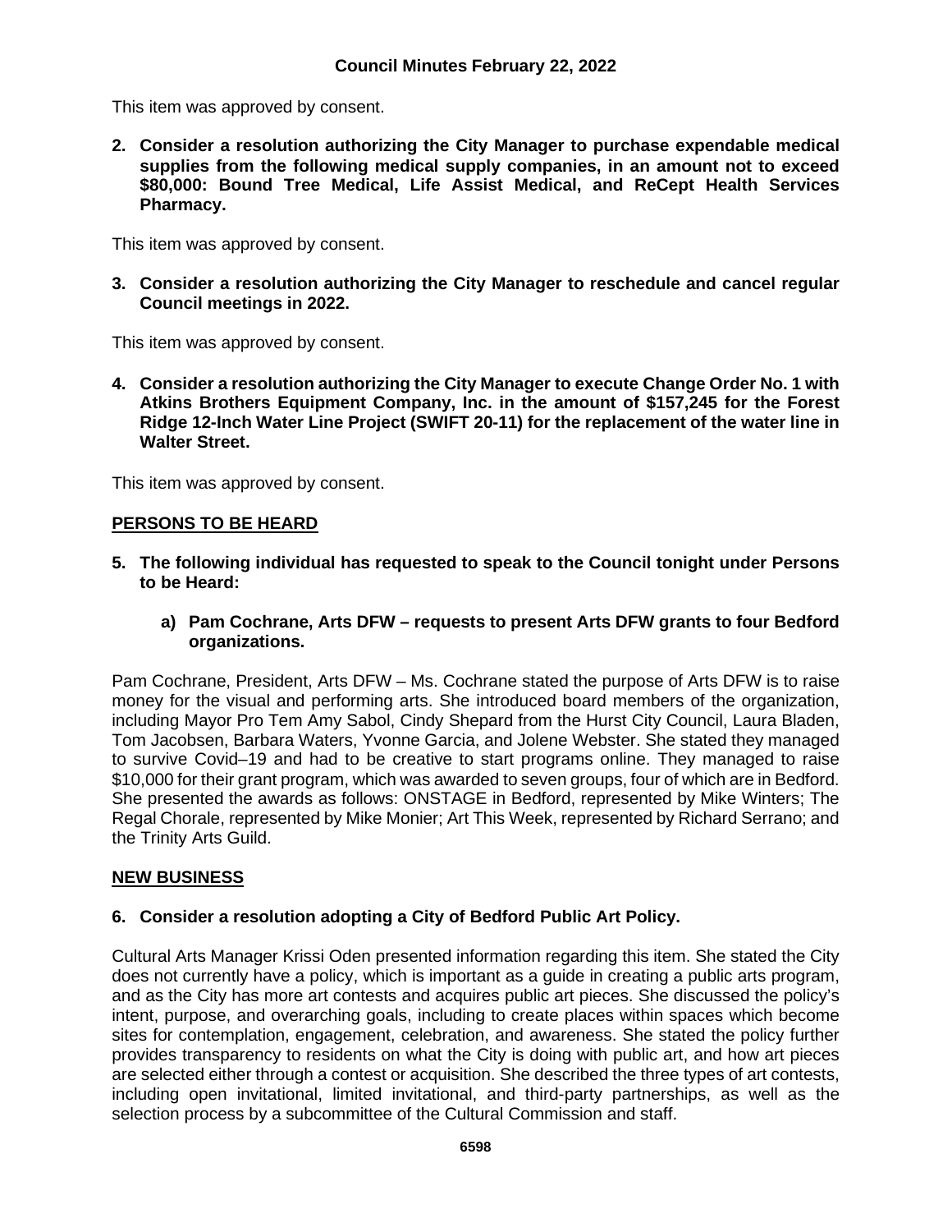This item was approved by consent.

**2. Consider a resolution authorizing the City Manager to purchase expendable medical supplies from the following medical supply companies, in an amount not to exceed $80,000: Bound Tree Medical, Life Assist Medical, and ReCept Health Services Pharmacy.**

This item was approved by consent.

**3. Consider a resolution authorizing the City Manager to reschedule and cancel regular Council meetings in 2022.**

This item was approved by consent.

**4. Consider a resolution authorizing the City Manager to execute Change Order No. 1 with Atkins Brothers Equipment Company, Inc. in the amount of $157,245 for the Forest Ridge 12-Inch Water Line Project (SWIFT 20-11) for the replacement of the water line in Walter Street.**

This item was approved by consent.

## PERSONS TO BE HEARD

**5. The following individual has requested to speak to the Council tonight under Persons to be Heard:**

**a) Pam Cochrane, Arts DFW – requests to present Arts DFW grants to four Bedford organizations.**

Pam Cochrane, President, Arts DFW – Ms. Cochrane stated the purpose of Arts DFW is to raise money for the visual and performing arts. She introduced board members of the organization, including Mayor Pro Tem Amy Sabol, Cindy Shepard from the Hurst City Council, Laura Bladen, Tom Jacobsen, Barbara Waters, Yvonne Garcia, and Jolene Webster. She stated they managed to survive Covid–19 and had to be creative to start programs online. They managed to raise $10,000 for their grant program, which was awarded to seven groups, four of which are in Bedford. She presented the awards as follows: ONSTAGE in Bedford, represented by Mike Winters; The Regal Chorale, represented by Mike Monier; Art This Week, represented by Richard Serrano; and the Trinity Arts Guild.

## NEW BUSINESS

**6. Consider a resolution adopting a City of Bedford Public Art Policy.**

Cultural Arts Manager Krissi Oden presented information regarding this item. She stated the City does not currently have a policy, which is important as a guide in creating a public arts program, and as the City has more art contests and acquires public art pieces. She discussed the policy's intent, purpose, and overarching goals, including to create places within spaces which become sites for contemplation, engagement, celebration, and awareness. She stated the policy further provides transparency to residents on what the City is doing with public art, and how art pieces are selected either through a contest or acquisition. She described the three types of art contests, including open invitational, limited invitational, and third-party partnerships, as well as the selection process by a subcommittee of the Cultural Commission and staff.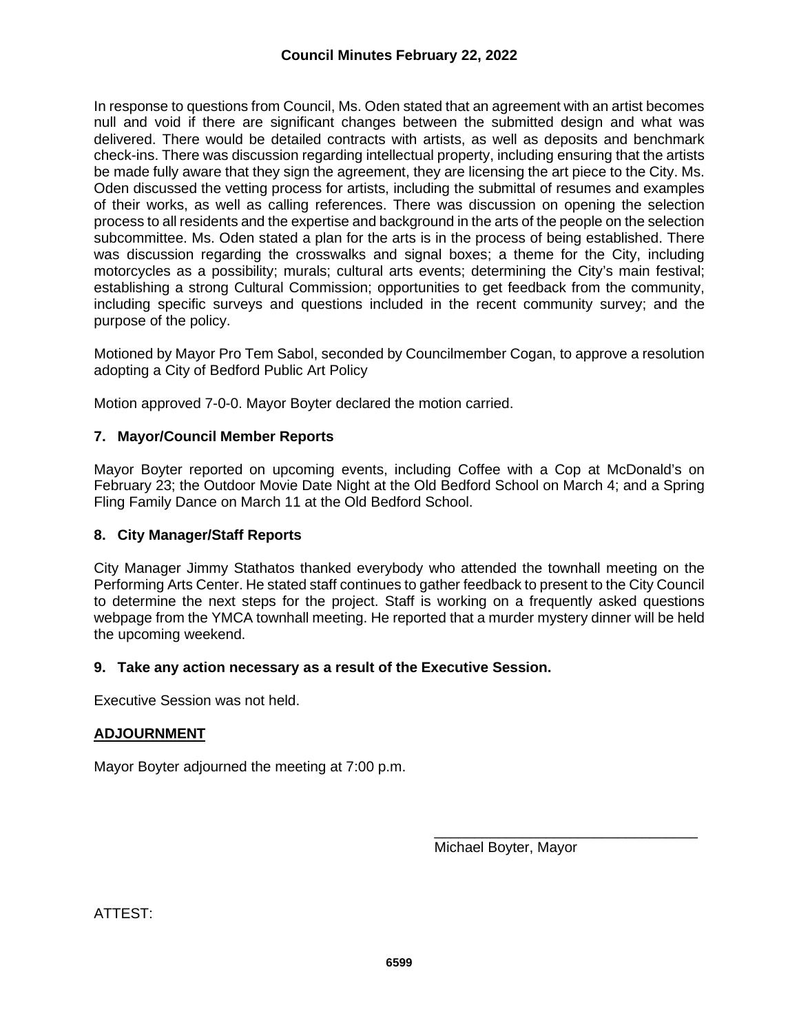In response to questions from Council, Ms. Oden stated that an agreement with an artist becomes null and void if there are significant changes between the submitted design and what was delivered. There would be detailed contracts with artists, as well as deposits and benchmark check-ins. There was discussion regarding intellectual property, including ensuring that the artists be made fully aware that they sign the agreement, they are licensing the art piece to the City. Ms. Oden discussed the vetting process for artists, including the submittal of resumes and examples of their works, as well as calling references. There was discussion on opening the selection process to all residents and the expertise and background in the arts of the people on the selection subcommittee. Ms. Oden stated a plan for the arts is in the process of being established. There was discussion regarding the crosswalks and signal boxes; a theme for the City, including motorcycles as a possibility; murals; cultural arts events; determining the City's main festival; establishing a strong Cultural Commission; opportunities to get feedback from the community, including specific surveys and questions included in the recent community survey; and the purpose of the policy.

Motioned by Mayor Pro Tem Sabol, seconded by Councilmember Cogan, to approve a resolution adopting a City of Bedford Public Art Policy

Motion approved 7-0-0. Mayor Boyter declared the motion carried.

### 7. Mayor/Council Member Reports

Mayor Boyter reported on upcoming events, including Coffee with a Cop at McDonald's on February 23; the Outdoor Movie Date Night at the Old Bedford School on March 4; and a Spring Fling Family Dance on March 11 at the Old Bedford School.

### 8. City Manager/Staff Reports

City Manager Jimmy Stathatos thanked everybody who attended the townhall meeting on the Performing Arts Center. He stated staff continues to gather feedback to present to the City Council to determine the next steps for the project. Staff is working on a frequently asked questions webpage from the YMCA townhall meeting. He reported that a murder mystery dinner will be held the upcoming weekend.

### 9. Take any action necessary as a result of the Executive Session.

Executive Session was not held.

## ADJOURNMENT

Mayor Boyter adjourned the meeting at 7:00 p.m.

\_\_\_\_\_\_\_\_\_\_\_\_\_\_\_\_\_\_\_\_\_\_\_\_\_\_\_\_\_\_\_\_
Michael Boyter, Mayor

ATTEST: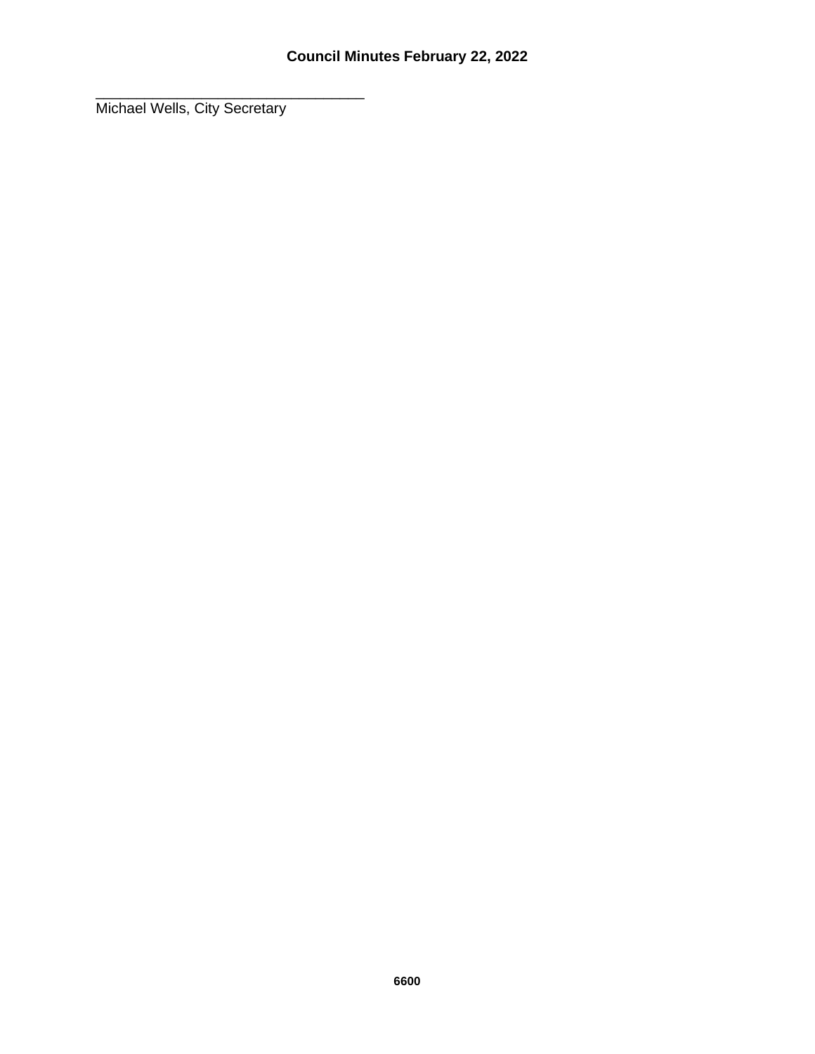\_\_\_\_\_\_\_\_\_\_\_\_\_\_\_\_\_\_\_\_\_\_\_\_\_\_\_\_\_\_\_\_\_\_\_

Michael Wells, City Secretary

___________________________________

Michael Wells, City Secretary